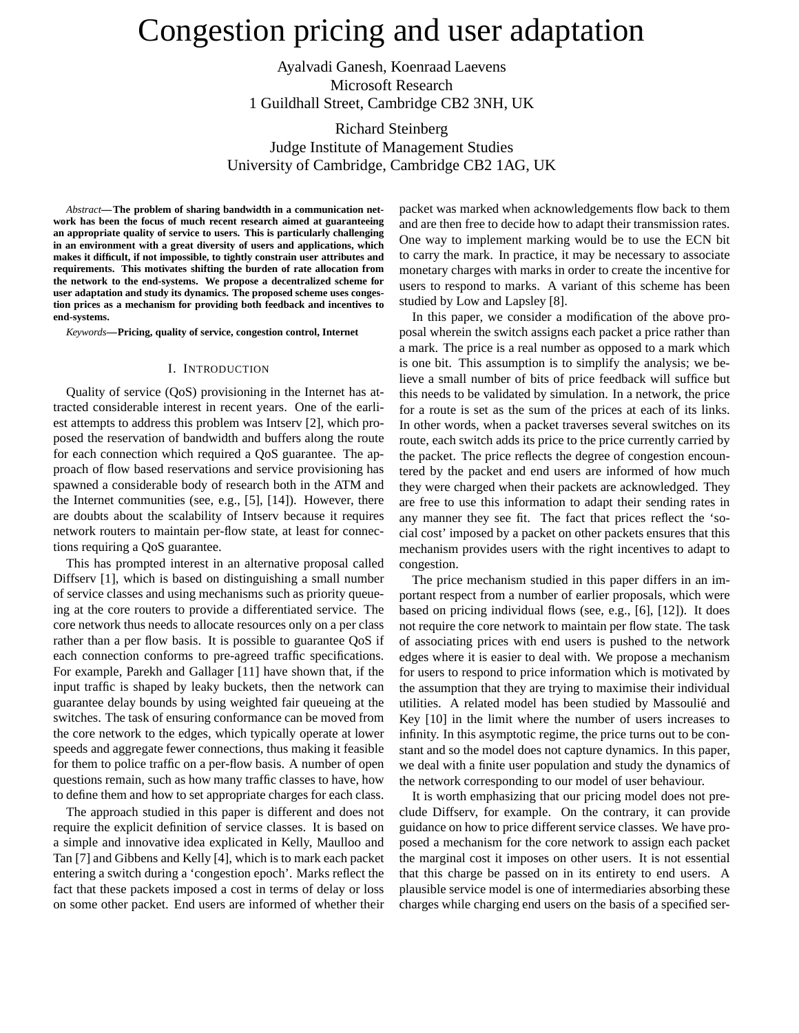# Congestion pricing and user adaptation

Ayalvadi Ganesh, Koenraad Laevens
Microsoft Research
1 Guildhall Street, Cambridge CB2 3NH, UK

Richard Steinberg
Judge Institute of Management Studies
University of Cambridge, Cambridge CB2 1AG, UK

*Abstract*—**The problem of sharing bandwidth in a communication network has been the focus of much recent research aimed at guaranteeing an appropriate quality of service to users. This is particularly challenging in an environment with a great diversity of users and applications, which makes it difficult, if not impossible, to tightly constrain user attributes and requirements. This motivates shifting the burden of rate allocation from the network to the end-systems. We propose a decentralized scheme for user adaptation and study its dynamics. The proposed scheme uses congestion prices as a mechanism for providing both feedback and incentives to end-systems.**

*Keywords*—**Pricing, quality of service, congestion control, Internet**

## I. Introduction

Quality of service (QoS) provisioning in the Internet has attracted considerable interest in recent years. One of the earliest attempts to address this problem was Intserv [2], which proposed the reservation of bandwidth and buffers along the route for each connection which required a QoS guarantee. The approach of flow based reservations and service provisioning has spawned a considerable body of research both in the ATM and the Internet communities (see, e.g., [5], [14]). However, there are doubts about the scalability of Intserv because it requires network routers to maintain per-flow state, at least for connections requiring a QoS guarantee.

This has prompted interest in an alternative proposal called Diffserv [1], which is based on distinguishing a small number of service classes and using mechanisms such as priority queueing at the core routers to provide a differentiated service. The core network thus needs to allocate resources only on a per class rather than a per flow basis. It is possible to guarantee QoS if each connection conforms to pre-agreed traffic specifications. For example, Parekh and Gallager [11] have shown that, if the input traffic is shaped by leaky buckets, then the network can guarantee delay bounds by using weighted fair queueing at the switches. The task of ensuring conformance can be moved from the core network to the edges, which typically operate at lower speeds and aggregate fewer connections, thus making it feasible for them to police traffic on a per-flow basis. A number of open questions remain, such as how many traffic classes to have, how to define them and how to set appropriate charges for each class.

The approach studied in this paper is different and does not require the explicit definition of service classes. It is based on a simple and innovative idea explicated in Kelly, Maulloo and Tan [7] and Gibbens and Kelly [4], which is to mark each packet entering a switch during a 'congestion epoch'. Marks reflect the fact that these packets imposed a cost in terms of delay or loss on some other packet. End users are informed of whether their packet was marked when acknowledgements flow back to them and are then free to decide how to adapt their transmission rates. One way to implement marking would be to use the ECN bit to carry the mark. In practice, it may be necessary to associate monetary charges with marks in order to create the incentive for users to respond to marks. A variant of this scheme has been studied by Low and Lapsley [8].

In this paper, we consider a modification of the above proposal wherein the switch assigns each packet a price rather than a mark. The price is a real number as opposed to a mark which is one bit. This assumption is to simplify the analysis; we believe a small number of bits of price feedback will suffice but this needs to be validated by simulation. In a network, the price for a route is set as the sum of the prices at each of its links. In other words, when a packet traverses several switches on its route, each switch adds its price to the price currently carried by the packet. The price reflects the degree of congestion encountered by the packet and end users are informed of how much they were charged when their packets are acknowledged. They are free to use this information to adapt their sending rates in any manner they see fit. The fact that prices reflect the 'social cost' imposed by a packet on other packets ensures that this mechanism provides users with the right incentives to adapt to congestion.

The price mechanism studied in this paper differs in an important respect from a number of earlier proposals, which were based on pricing individual flows (see, e.g., [6], [12]). It does not require the core network to maintain per flow state. The task of associating prices with end users is pushed to the network edges where it is easier to deal with. We propose a mechanism for users to respond to price information which is motivated by the assumption that they are trying to maximise their individual utilities. A related model has been studied by Massoulié and Key [10] in the limit where the number of users increases to infinity. In this asymptotic regime, the price turns out to be constant and so the model does not capture dynamics. In this paper, we deal with a finite user population and study the dynamics of the network corresponding to our model of user behaviour.

It is worth emphasizing that our pricing model does not preclude Diffserv, for example. On the contrary, it can provide guidance on how to price different service classes. We have proposed a mechanism for the core network to assign each packet the marginal cost it imposes on other users. It is not essential that this charge be passed on in its entirety to end users. A plausible service model is one of intermediaries absorbing these charges while charging end users on the basis of a specified ser-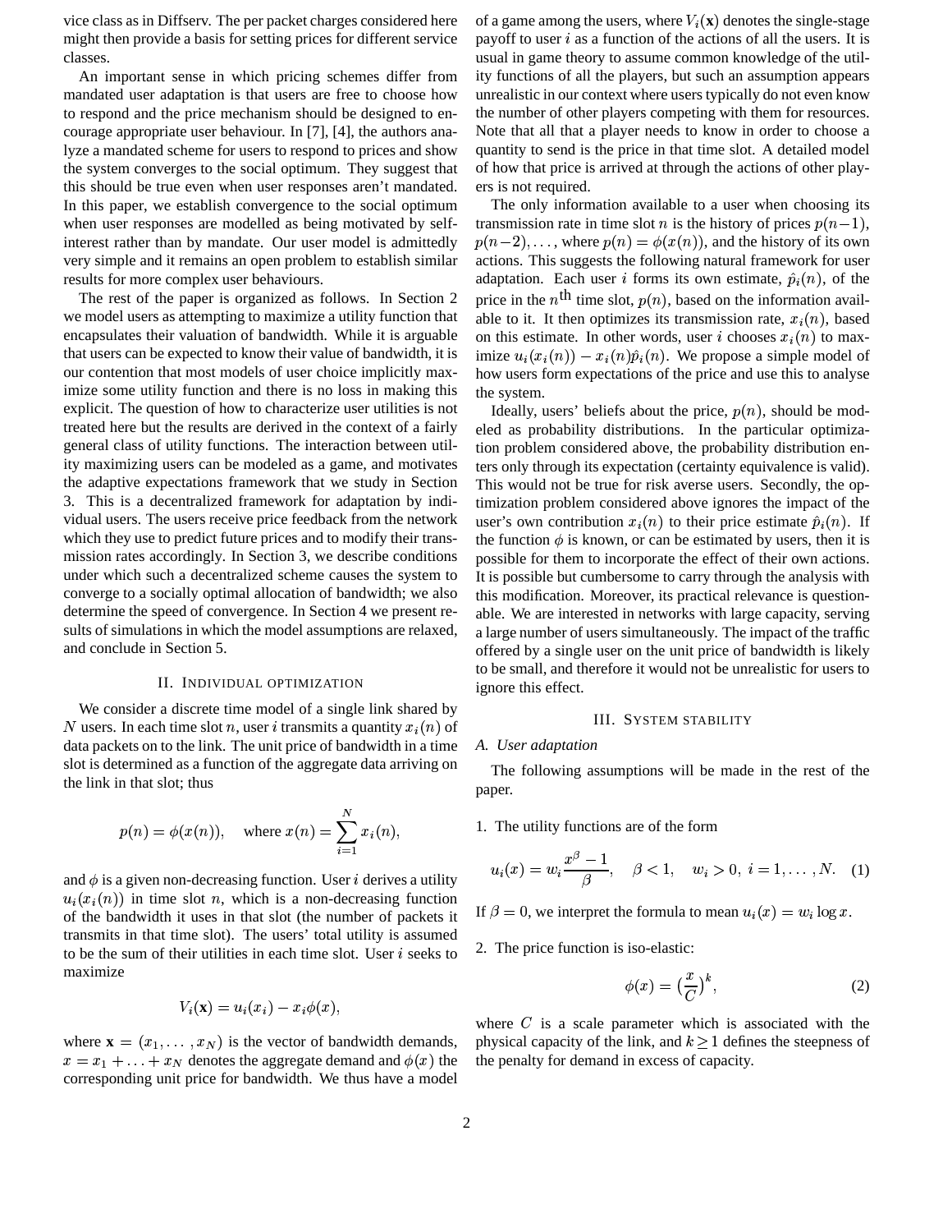vice class as in Diffserv. The per packet charges considered here might then provide a basis for setting prices for different service classes.

An important sense in which pricing schemes differ from mandated user adaptation is that users are free to choose how to respond and the price mechanism should be designed to encourage appropriate user behaviour. In [7], [4], the authors analyze a mandated scheme for users to respond to prices and show the system converges to the social optimum. They suggest that this should be true even when user responses aren't mandated. In this paper, we establish convergence to the social optimum when user responses are modelled as being motivated by self-interest rather than by mandate. Our user model is admittedly very simple and it remains an open problem to establish similar results for more complex user behaviours.

The rest of the paper is organized as follows. In Section 2 we model users as attempting to maximize a utility function that encapsulates their valuation of bandwidth. While it is arguable that users can be expected to know their value of bandwidth, it is our contention that most models of user choice implicitly maximize some utility function and there is no loss in making this explicit. The question of how to characterize user utilities is not treated here but the results are derived in the context of a fairly general class of utility functions. The interaction between utility maximizing users can be modeled as a game, and motivates the adaptive expectations framework that we study in Section 3. This is a decentralized framework for adaptation by individual users. The users receive price feedback from the network which they use to predict future prices and to modify their transmission rates accordingly. In Section 3, we describe conditions under which such a decentralized scheme causes the system to converge to a socially optimal allocation of bandwidth; we also determine the speed of convergence. In Section 4 we present results of simulations in which the model assumptions are relaxed, and conclude in Section 5.

## II. Individual optimization

We consider a discrete time model of a single link shared by $N$ users. In each time slot $n$, user $i$ transmits a quantity $x_i(n)$ of data packets on to the link. The unit price of bandwidth in a time slot is determined as a function of the aggregate data arriving on the link in that slot; thus

$$p(n) = \phi(x(n)), \quad \text{where } x(n) = \sum_{i=1}^{N} x_i(n),$$

and $\phi$ is a given non-decreasing function. User $i$ derives a utility $u_i(x_i(n))$ in time slot $n$, which is a non-decreasing function of the bandwidth it uses in that slot (the number of packets it transmits in that time slot). The users' total utility is assumed to be the sum of their utilities in each time slot. User $i$ seeks to maximize

$$V_i(\mathbf{x}) = u_i(x_i) - x_i\phi(x),$$

where $\mathbf{x} = (x_1, \ldots, x_N)$ is the vector of bandwidth demands, $x = x_1 + \ldots + x_N$ denotes the aggregate demand and $\phi(x)$ the corresponding unit price for bandwidth. We thus have a model of a game among the users, where $V_i(\mathbf{x})$ denotes the single-stage payoff to user $i$ as a function of the actions of all the users. It is usual in game theory to assume common knowledge of the utility functions of all the players, but such an assumption appears unrealistic in our context where users typically do not even know the number of other players competing with them for resources. Note that all that a player needs to know in order to choose a quantity to send is the price in that time slot. A detailed model of how that price is arrived at through the actions of other players is not required.

The only information available to a user when choosing its transmission rate in time slot $n$ is the history of prices $p(n-1)$, $p(n-2), \ldots$, where $p(n) = \phi(x(n))$, and the history of its own actions. This suggests the following natural framework for user adaptation. Each user $i$ forms its own estimate, $\hat{p}_i(n)$, of the price in the $n^{\text{th}}$ time slot, $p(n)$, based on the information available to it. It then optimizes its transmission rate, $x_i(n)$, based on this estimate. In other words, user $i$ chooses $x_i(n)$ to maximize $u_i(x_i(n)) - x_i(n)\hat{p}_i(n)$. We propose a simple model of how users form expectations of the price and use this to analyse the system.

Ideally, users' beliefs about the price, $p(n)$, should be modeled as probability distributions. In the particular optimization problem considered above, the probability distribution enters only through its expectation (certainty equivalence is valid). This would not be true for risk averse users. Secondly, the optimization problem considered above ignores the impact of the user's own contribution $x_i(n)$ to their price estimate $\hat{p}_i(n)$. If the function $\phi$ is known, or can be estimated by users, then it is possible for them to incorporate the effect of their own actions. It is possible but cumbersome to carry through the analysis with this modification. Moreover, its practical relevance is questionable. We are interested in networks with large capacity, serving a large number of users simultaneously. The impact of the traffic offered by a single user on the unit price of bandwidth is likely to be small, and therefore it would not be unrealistic for users to ignore this effect.

## III. System stability

### A. User adaptation

The following assumptions will be made in the rest of the paper.

1. The utility functions are of the form

$$u_i(x) = w_i \frac{x^\beta - 1}{\beta}, \quad \beta < 1, \quad w_i > 0, \; i = 1, \ldots, N. \quad (1)$$

If $\beta = 0$, we interpret the formula to mean $u_i(x) = w_i \log x$.

2. The price function is iso-elastic:

$$\phi(x) = \left(\frac{x}{C}\right)^k, \quad (2)$$

where $C$ is a scale parameter which is associated with the physical capacity of the link, and $k \geq 1$ defines the steepness of the penalty for demand in excess of capacity.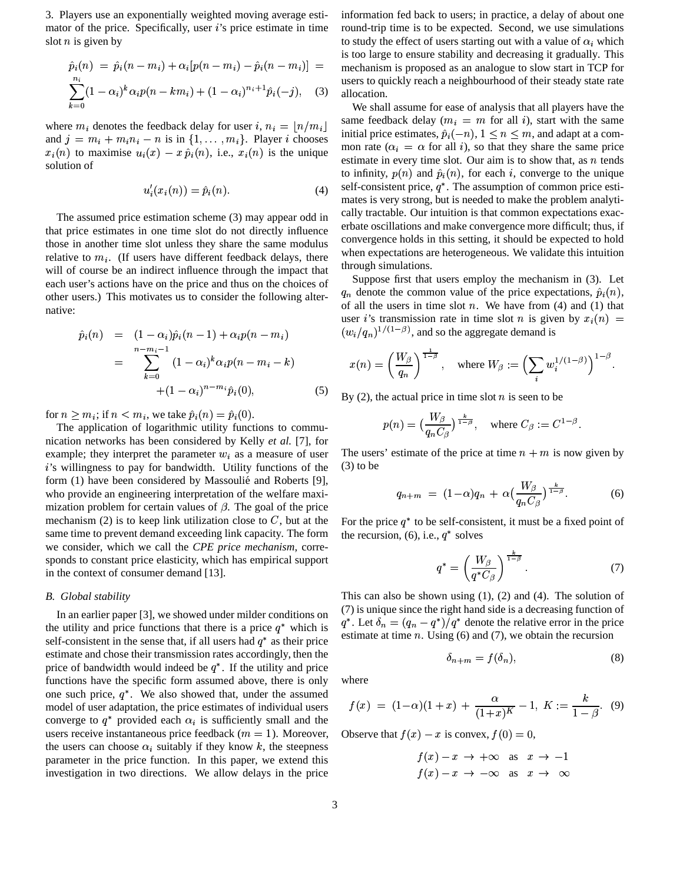3. Players use an exponentially weighted moving average estimator of the price. Specifically, user $i$'s price estimate in time slot $n$ is given by

$$\hat{p}_i(n) = \hat{p}_i(n-m_i) + \alpha_i[p(n-m_i) - \hat{p}_i(n-m_i)] = \sum_{k=0}^{n_i}(1-\alpha_i)^k \alpha_i p(n-km_i) + (1-\alpha_i)^{n_i+1}\hat{p}_i(-j), \quad (3)$$

where $m_i$ denotes the feedback delay for user $i$, $n_i = \lfloor n/m_i \rfloor$ and $j = m_i + m_i n_i - n$ is in $\{1, \ldots, m_i\}$. Player $i$ chooses $x_i(n)$ to maximise $u_i(x) - x\,\hat{p}_i(n)$, i.e., $x_i(n)$ is the unique solution of

$$u_i'(x_i(n)) = \hat{p}_i(n). \quad (4)$$

The assumed price estimation scheme (3) may appear odd in that price estimates in one time slot do not directly influence those in another time slot unless they share the same modulus relative to $m_i$. (If users have different feedback delays, there will of course be an indirect influence through the impact that each user's actions have on the price and thus on the choices of other users.) This motivates us to consider the following alternative:

$$\begin{aligned} \hat{p}_i(n) &= (1-\alpha_i)\hat{p}_i(n-1) + \alpha_i p(n-m_i) \\ &= \sum_{k=0}^{n-m_i-1} (1-\alpha_i)^k \alpha_i p(n-m_i-k) \\ &\quad + (1-\alpha_i)^{n-m_i}\hat{p}_i(0), \end{aligned} \quad (5)$$

for $n \geq m_i$; if $n < m_i$, we take $\hat{p}_i(n) = \hat{p}_i(0)$.

The application of logarithmic utility functions to communication networks has been considered by Kelly *et al.* [7], for example; they interpret the parameter $w_i$ as a measure of user $i$'s willingness to pay for bandwidth. Utility functions of the form (1) have been considered by Massoulié and Roberts [9], who provide an engineering interpretation of the welfare maximization problem for certain values of $\beta$. The goal of the price mechanism (2) is to keep link utilization close to $C$, but at the same time to prevent demand exceeding link capacity. The form we consider, which we call the *CPE price mechanism*, corresponds to constant price elasticity, which has empirical support in the context of consumer demand [13].

### B. Global stability

In an earlier paper [3], we showed under milder conditions on the utility and price functions that there is a price $q^*$ which is self-consistent in the sense that, if all users had $q^*$ as their price estimate and chose their transmission rates accordingly, then the price of bandwidth would indeed be $q^*$. If the utility and price functions have the specific form assumed above, there is only one such price, $q^*$. We also showed that, under the assumed model of user adaptation, the price estimates of individual users converge to $q^*$ provided each $\alpha_i$ is sufficiently small and the users receive instantaneous price feedback ($m = 1$). Moreover, the users can choose $\alpha_i$ suitably if they know $k$, the steepness parameter in the price function. In this paper, we extend this investigation in two directions. We allow delays in the price information fed back to users; in practice, a delay of about one round-trip time is to be expected. Second, we use simulations to study the effect of users starting out with a value of $\alpha_i$ which is too large to ensure stability and decreasing it gradually. This mechanism is proposed as an analogue to slow start in TCP for users to quickly reach a neighbourhood of their steady state rate allocation.

We shall assume for ease of analysis that all players have the same feedback delay ($m_i = m$ for all $i$), start with the same initial price estimates, $\hat{p}_i(-n), 1 \leq n \leq m$, and adapt at a common rate ($\alpha_i = \alpha$ for all $i$), so that they share the same price estimate in every time slot. Our aim is to show that, as $n$ tends to infinity, $p(n)$ and $\hat{p}_i(n)$, for each $i$, converge to the unique self-consistent price, $q^*$. The assumption of common price estimates is very strong, but is needed to make the problem analytically tractable. Our intuition is that common expectations exacerbate oscillations and make convergence more difficult; thus, if convergence holds in this setting, it should be expected to hold when expectations are heterogeneous. We validate this intuition through simulations.

Suppose first that users employ the mechanism in (3). Let $q_n$ denote the common value of the price expectations, $\hat{p}_i(n)$, of all the users in time slot $n$. We have from (4) and (1) that user $i$'s transmission rate in time slot $n$ is given by $x_i(n) = (w_i/q_n)^{1/(1-\beta)}$, and so the aggregate demand is

$$x(n) = \left(\frac{W_\beta}{q_n}\right)^{\frac{1}{1-\beta}}, \quad \text{where } W_\beta := \Big(\sum_i w_i^{1/(1-\beta)}\Big)^{1-\beta}.$$

By (2), the actual price in time slot $n$ is seen to be

$$p(n) = \Big(\frac{W_\beta}{q_n C_\beta}\Big)^{\frac{k}{1-\beta}}, \quad \text{where } C_\beta := C^{1-\beta}.$$

The users' estimate of the price at time $n+m$ is now given by (3) to be

$$q_{n+m} = (1-\alpha)q_n + \alpha\Big(\frac{W_\beta}{q_n C_\beta}\Big)^{\frac{k}{1-\beta}}. \quad (6)$$

For the price $q^*$ to be self-consistent, it must be a fixed point of the recursion, (6), i.e., $q^*$ solves

$$q^* = \left(\frac{W_\beta}{q^* C_\beta}\right)^{\frac{k}{1-\beta}}. \quad (7)$$

This can also be shown using (1), (2) and (4). The solution of (7) is unique since the right hand side is a decreasing function of $q^*$. Let $\delta_n = (q_n - q^*)/q^*$ denote the relative error in the price estimate at time $n$. Using (6) and (7), we obtain the recursion

$$\delta_{n+m} = f(\delta_n), \quad (8)$$

where

$$f(x) = (1-\alpha)(1+x) + \frac{\alpha}{(1+x)^K} - 1, \; K := \frac{k}{1-\beta}. \quad (9)$$

Observe that $f(x) - x$ is convex, $f(0) = 0$,

$$\begin{aligned} f(x) - x &\to +\infty \quad \text{as} \quad x \to -1 \\ f(x) - x &\to -\infty \quad \text{as} \quad x \to \infty \end{aligned}$$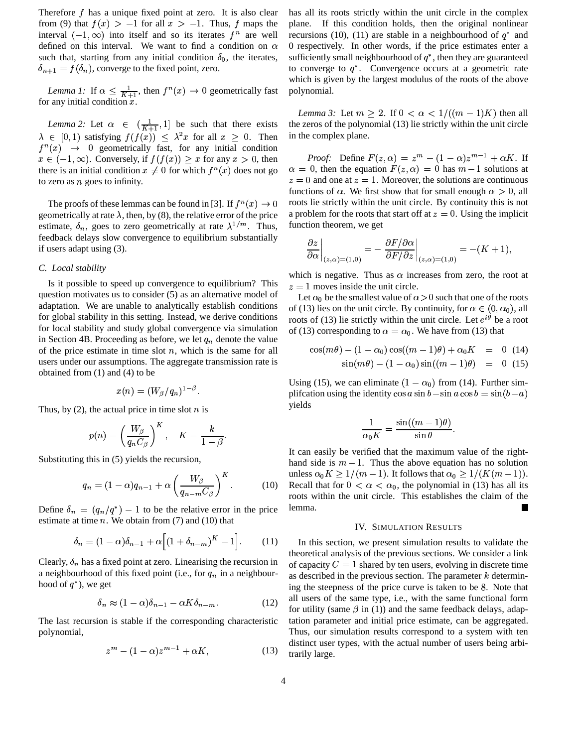Therefore $f$ has a unique fixed point at zero. It is also clear from (9) that $f(x) > -1$ for all $x > -1$. Thus, $f$ maps the interval $(-1, \infty)$ into itself and so its iterates $f^n$ are well defined on this interval. We want to find a condition on $\alpha$ such that, starting from any initial condition $\delta_0$, the iterates, $\delta_{n+1} = f(\delta_n)$, converge to the fixed point, zero.

*Lemma 1:* If $\alpha \leq \frac{1}{K+1}$, then $f^n(x) \to 0$ geometrically fast for any initial condition $x$.

*Lemma 2:* Let $\alpha \in (\frac{1}{K+1}, 1]$ be such that there exists $\lambda \in [0,1)$ satisfying $f(f(x)) \leq \lambda^2 x$ for all $x \geq 0$. Then $f^n(x) \to 0$ geometrically fast, for any initial condition $x \in (-1, \infty)$. Conversely, if $f(f(x)) \geq x$ for any $x > 0$, then there is an initial condition $x \neq 0$ for which $f^n(x)$ does not go to zero as $n$ goes to infinity.

The proofs of these lemmas can be found in [3]. If $f^n(x) \to 0$ geometrically at rate $\lambda$, then, by (8), the relative error of the price estimate, $\delta_n$, goes to zero geometrically at rate $\lambda^{1/m}$. Thus, feedback delays slow convergence to equilibrium substantially if users adapt using (3).

### C. Local stability

Is it possible to speed up convergence to equilibrium? This question motivates us to consider (5) as an alternative model of adaptation. We are unable to analytically establish conditions for global stability in this setting. Instead, we derive conditions for local stability and study global convergence via simulation in Section 4B. Proceeding as before, we let $q_n$ denote the value of the price estimate in time slot $n$, which is the same for all users under our assumptions. The aggregate transmission rate is obtained from (1) and (4) to be

$$x(n) = (W_\beta / q_n)^{1-\beta}.$$

Thus, by (2), the actual price in time slot $n$ is

$$p(n) = \left( \frac{W_\beta}{q_n C_\beta} \right)^K, \quad K = \frac{k}{1-\beta}.$$

Substituting this in (5) yields the recursion,

$$q_n = (1-\alpha) q_{n-1} + \alpha \left( \frac{W_\beta}{q_{n-m} C_\beta} \right)^K. \tag{10}$$

Define $\delta_n = (q_n/q^*) - 1$ to be the relative error in the price estimate at time $n$. We obtain from (7) and (10) that

$$\delta_n = (1-\alpha)\delta_{n-1} + \alpha \Big[ (1+\delta_{n-m})^K - 1 \Big]. \tag{11}$$

Clearly, $\delta_n$ has a fixed point at zero. Linearising the recursion in a neighbourhood of this fixed point (i.e., for $q_n$ in a neighbourhood of $q^*$), we get

$$\delta_n \approx (1-\alpha)\delta_{n-1} - \alpha K \delta_{n-m}. \tag{12}$$

The last recursion is stable if the corresponding characteristic polynomial,

$$z^m - (1-\alpha) z^{m-1} + \alpha K, \tag{13}$$

has all its roots strictly within the unit circle in the complex plane. If this condition holds, then the original nonlinear recursions (10), (11) are stable in a neighbourhood of $q^*$ and 0 respectively. In other words, if the price estimates enter a sufficiently small neighbourhood of $q^*$, then they are guaranteed to converge to $q^*$. Convergence occurs at a geometric rate which is given by the largest modulus of the roots of the above polynomial.

*Lemma 3:* Let $m \geq 2$. If $0 < \alpha < 1/((m-1)K)$ then all the zeros of the polynomial (13) lie strictly within the unit circle in the complex plane.

*Proof:* Define $F(z, \alpha) = z^m - (1-\alpha)z^{m-1} + \alpha K$. If $\alpha = 0$, then the equation $F(z, \alpha) = 0$ has $m-1$ solutions at $z = 0$ and one at $z = 1$. Moreover, the solutions are continuous functions of $\alpha$. We first show that for small enough $\alpha > 0$, all roots lie strictly within the unit circle. By continuity this is not a problem for the roots that start off at $z = 0$. Using the implicit function theorem, we get

$$\left. \frac{\partial z}{\partial \alpha} \right|_{(z,\alpha)=(1,0)} = - \left. \frac{\partial F / \partial \alpha}{\partial F / \partial z} \right|_{(z,\alpha)=(1,0)} = -(K+1),$$

which is negative. Thus as $\alpha$ increases from zero, the root at $z = 1$ moves inside the unit circle.

Let $\alpha_0$ be the smallest value of $\alpha > 0$ such that one of the roots of (13) lies on the unit circle. By continuity, for $\alpha \in (0, \alpha_0)$, all roots of (13) lie strictly within the unit circle. Let $e^{i\theta}$ be a root of (13) corresponding to $\alpha = \alpha_0$. We have from (13) that

$$\cos(m\theta) - (1-\alpha_0)\cos((m-1)\theta) + \alpha_0 K = 0 \tag{14}$$

$$\sin(m\theta) - (1-\alpha_0)\sin((m-1)\theta) = 0 \tag{15}$$

Using (15), we can eliminate $(1-\alpha_0)$ from (14). Further simplifcation using the identity $\cos a \sin b - \sin a \cos b = \sin(b-a)$ yields

$$\frac{1}{\alpha_0 K} = \frac{\sin((m-1)\theta)}{\sin \theta}.$$

It can easily be verified that the maximum value of the right-hand side is $m-1$. Thus the above equation has no solution unless $\alpha_0 K \geq 1/(m-1)$. It follows that $\alpha_0 \geq 1/(K(m-1))$. Recall that for $0 < \alpha < \alpha_0$, the polynomial in (13) has all its roots within the unit circle. This establishes the claim of the lemma. ∎

## IV. Simulation Results

In this section, we present simulation results to validate the theoretical analysis of the previous sections. We consider a link of capacity $C = 1$ shared by ten users, evolving in discrete time as described in the previous section. The parameter $k$ determining the steepness of the price curve is taken to be 8. Note that all users of the same type, i.e., with the same functional form for utility (same $\beta$ in (1)) and the same feedback delays, adaptation parameter and initial price estimate, can be aggregated. Thus, our simulation results correspond to a system with ten distinct user types, with the actual number of users being arbitrarily large.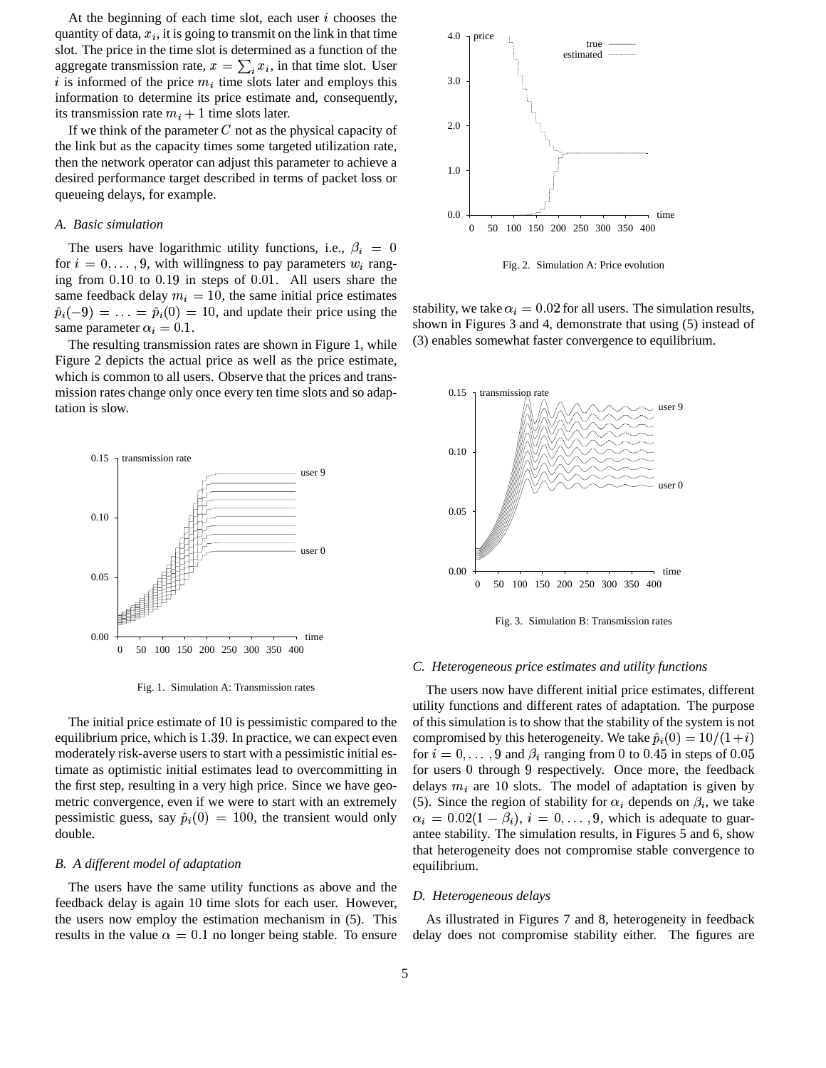At the beginning of each time slot, each user $i$ chooses the quantity of data, $x_i$, it is going to transmit on the link in that time slot. The price in the time slot is determined as a function of the aggregate transmission rate, $x = \sum_i x_i$, in that time slot. User $i$ is informed of the price $m_i$ time slots later and employs this information to determine its price estimate and, consequently, its transmission rate $m_i + 1$ time slots later.

If we think of the parameter $C$ not as the physical capacity of the link but as the capacity times some targeted utilization rate, then the network operator can adjust this parameter to achieve a desired performance target described in terms of packet loss or queueing delays, for example.

### A. Basic simulation

The users have logarithmic utility functions, i.e., $\beta_i = 0$ for $i = 0, \ldots, 9$, with willingness to pay parameters $w_i$ ranging from $0.10$ to $0.19$ in steps of $0.01$. All users share the same feedback delay $m_i = 10$, the same initial price estimates $\hat{p}_i(-9) = \ldots = \hat{p}_i(0) = 10$, and update their price using the same parameter $\alpha_i = 0.1$.

The resulting transmission rates are shown in Figure 1, while Figure 2 depicts the actual price as well as the price estimate, which is common to all users. Observe that the prices and transmission rates change only once every ten time slots and so adaptation is slow.

Fig. 1. Simulation A: Transmission rates

The initial price estimate of 10 is pessimistic compared to the equilibrium price, which is $1.39$. In practice, we can expect even moderately risk-averse users to start with a pessimistic initial estimate as optimistic initial estimates lead to overcommitting in the first step, resulting in a very high price. Since we have geometric convergence, even if we were to start with an extremely pessimistic guess, say $\hat{p}_i(0) = 100$, the transient would only double.

### B. A different model of adaptation

The users have the same utility functions as above and the feedback delay is again 10 time slots for each user. However, the users now employ the estimation mechanism in (5). This results in the value $\alpha = 0.1$ no longer being stable. To ensure stability, we take $\alpha_i = 0.02$ for all users. The simulation results, shown in Figures 3 and 4, demonstrate that using (5) instead of (3) enables somewhat faster convergence to equilibrium.

Fig. 2. Simulation A: Price evolution

Fig. 3. Simulation B: Transmission rates

### C. Heterogeneous price estimates and utility functions

The users now have different initial price estimates, different utility functions and different rates of adaptation. The purpose of this simulation is to show that the stability of the system is not compromised by this heterogeneity. We take $\hat{p}_i(0) = 10/(1+i)$ for $i = 0, \ldots, 9$ and $\beta_i$ ranging from $0$ to $0.45$ in steps of $0.05$ for users 0 through 9 respectively. Once more, the feedback delays $m_i$ are 10 slots. The model of adaptation is given by (5). Since the region of stability for $\alpha_i$ depends on $\beta_i$, we take $\alpha_i = 0.02(1 - \beta_i)$, $i = 0, \ldots, 9$, which is adequate to guarantee stability. The simulation results, in Figures 5 and 6, show that heterogeneity does not compromise stable convergence to equilibrium.

### D. Heterogeneous delays

As illustrated in Figures 7 and 8, heterogeneity in feedback delay does not compromise stability either. The figures are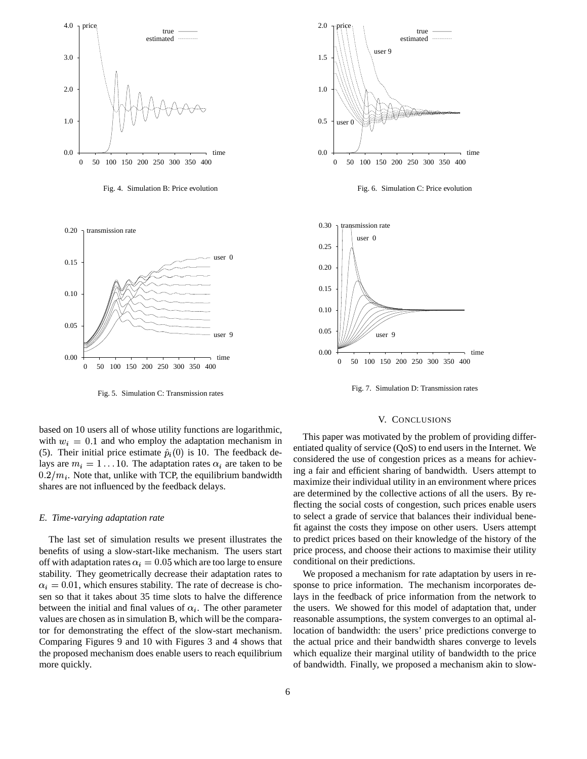Fig. 4. Simulation B: Price evolution

Fig. 6. Simulation C: Price evolution

Fig. 5. Simulation C: Transmission rates

Fig. 7. Simulation D: Transmission rates

based on 10 users all of whose utility functions are logarithmic, with $w_i = 0.1$ and who employ the adaptation mechanism in (5). Their initial price estimate $\hat{p}_i(0)$ is 10. The feedback delays are $m_i = 1 \ldots 10$. The adaptation rates $\alpha_i$ are taken to be $0.2/m_i$. Note that, unlike with TCP, the equilibrium bandwidth shares are not influenced by the feedback delays.

### *E. Time-varying adaptation rate*

The last set of simulation results we present illustrates the benefits of using a slow-start-like mechanism. The users start off with adaptation rates $\alpha_i = 0.05$ which are too large to ensure stability. They geometrically decrease their adaptation rates to $\alpha_i = 0.01$, which ensures stability. The rate of decrease is chosen so that it takes about 35 time slots to halve the difference between the initial and final values of $\alpha_i$. The other parameter values are chosen as in simulation B, which will be the comparator for demonstrating the effect of the slow-start mechanism. Comparing Figures 9 and 10 with Figures 3 and 4 shows that the proposed mechanism does enable users to reach equilibrium more quickly.

## V. CONCLUSIONS

This paper was motivated by the problem of providing differentiated quality of service (QoS) to end users in the Internet. We considered the use of congestion prices as a means for achieving a fair and efficient sharing of bandwidth. Users attempt to maximize their individual utility in an environment where prices are determined by the collective actions of all the users. By reflecting the social costs of congestion, such prices enable users to select a grade of service that balances their individual benefit against the costs they impose on other users. Users attempt to predict prices based on their knowledge of the history of the price process, and choose their actions to maximise their utility conditional on their predictions.

We proposed a mechanism for rate adaptation by users in response to price information. The mechanism incorporates delays in the feedback of price information from the network to the users. We showed for this model of adaptation that, under reasonable assumptions, the system converges to an optimal allocation of bandwidth: the users' price predictions converge to the actual price and their bandwidth shares converge to levels which equalize their marginal utility of bandwidth to the price of bandwidth. Finally, we proposed a mechanism akin to slow-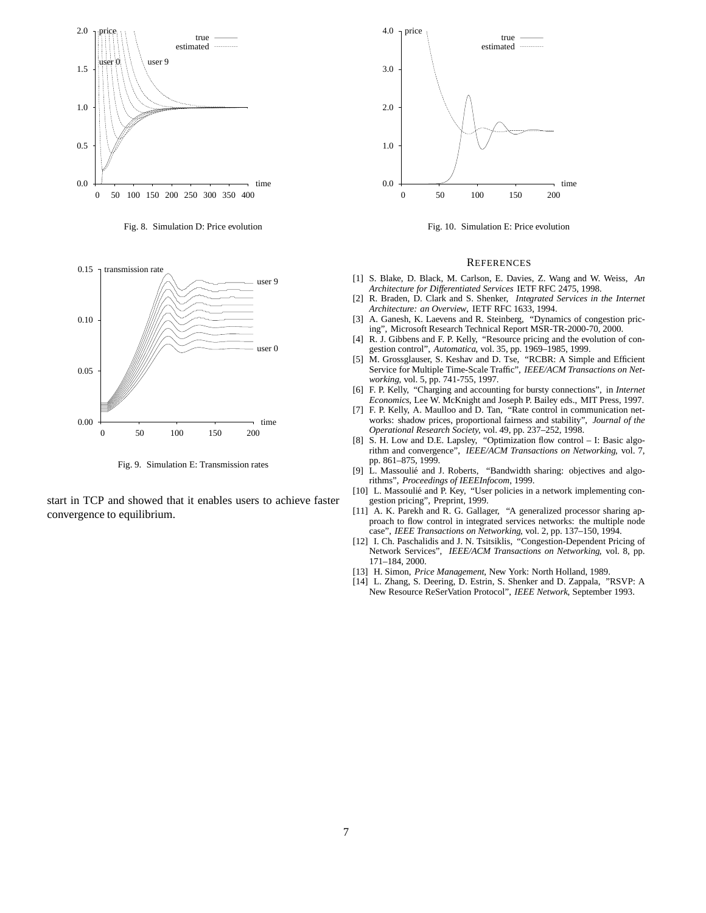2.0 price
true
estimated
user 0
user 9
1.5
1.0
0.5
0.0
0 50 100 150 200 250 300 350 400
time

Fig. 8. Simulation D: Price evolution

0.15 transmission rate
user 9
0.10
user 0
0.05
0.00
0 50 100 150 200
time

Fig. 9. Simulation E: Transmission rates

start in TCP and showed that it enables users to achieve faster convergence to equilibrium.

4.0 price
true
estimated
3.0
2.0
1.0
0.0
0 50 100 150 200
time

Fig. 10. Simulation E: Price evolution

## References

[1] S. Blake, D. Black, M. Carlson, E. Davies, Z. Wang and W. Weiss, *An Architecture for Differentiated Services* IETF RFC 2475, 1998.

[2] R. Braden, D. Clark and S. Shenker, *Integrated Services in the Internet Architecture: an Overview*, IETF RFC 1633, 1994.

[3] A. Ganesh, K. Laevens and R. Steinberg, "Dynamics of congestion pricing", Microsoft Research Technical Report MSR-TR-2000-70, 2000.

[4] R. J. Gibbens and F. P. Kelly, "Resource pricing and the evolution of congestion control", *Automatica*, vol. 35, pp. 1969–1985, 1999.

[5] M. Grossglauser, S. Keshav and D. Tse, "RCBR: A Simple and Efficient Service for Multiple Time-Scale Traffic", *IEEE/ACM Transactions on Networking*, vol. 5, pp. 741-755, 1997.

[6] F. P. Kelly, "Charging and accounting for bursty connections", in *Internet Economics*, Lee W. McKnight and Joseph P. Bailey eds., MIT Press, 1997.

[7] F. P. Kelly, A. Maulloo and D. Tan, "Rate control in communication networks: shadow prices, proportional fairness and stability", *Journal of the Operational Research Society*, vol. 49, pp. 237–252, 1998.

[8] S. H. Low and D.E. Lapsley, "Optimization flow control – I: Basic algorithm and convergence", *IEEE/ACM Transactions on Networking*, vol. 7, pp. 861–875, 1999.

[9] L. Massoulié and J. Roberts, "Bandwidth sharing: objectives and algorithms", *Proceedings of IEEEInfocom*, 1999.

[10] L. Massoulié and P. Key, "User policies in a network implementing congestion pricing", Preprint, 1999.

[11] A. K. Parekh and R. G. Gallager, "A generalized processor sharing approach to flow control in integrated services networks: the multiple node case", *IEEE Transactions on Networking*, vol. 2, pp. 137–150, 1994.

[12] I. Ch. Paschalidis and J. N. Tsitsiklis, "Congestion-Dependent Pricing of Network Services", *IEEE/ACM Transactions on Networking*, vol. 8, pp. 171–184, 2000.

[13] H. Simon, *Price Management*, New York: North Holland, 1989.

[14] L. Zhang, S. Deering, D. Estrin, S. Shenker and D. Zappala, "RSVP: A New Resource ReSerVation Protocol", *IEEE Network*, September 1993.